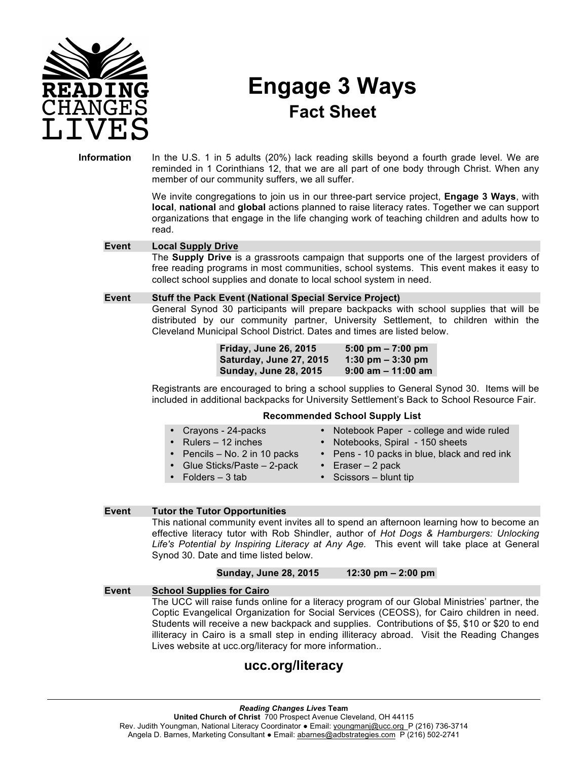READING CHANGES LIVES

# Engage 3 Ways

## Fact Sheet

**Information**

In the U.S. 1 in 5 adults (20%) lack reading skills beyond a fourth grade level. We are reminded in 1 Corinthians 12, that we are all part of one body through Christ. When any member of our community suffers, we all suffer.

We invite congregations to join us in our three-part service project, **Engage 3 Ways**, with **local**, **national** and **global** actions planned to raise literacy rates. Together we can support organizations that engage in the life changing work of teaching children and adults how to read.

### Event — Local Supply Drive

The **Supply Drive** is a grassroots campaign that supports one of the largest providers of free reading programs in most communities, school systems. This event makes it easy to collect school supplies and donate to local school system in need.

### Event — Stuff the Pack Event (National Special Service Project)

General Synod 30 participants will prepare backpacks with school supplies that will be distributed by our community partner, University Settlement, to children within the Cleveland Municipal School District. Dates and times are listed below.

| | |
|---|---|
| **Friday, June 26, 2015** | **5:00 pm – 7:00 pm** |
| **Saturday, June 27, 2015** | **1:30 pm – 3:30 pm** |
| **Sunday, June 28, 2015** | **9:00 am – 11:00 am** |

Registrants are encouraged to bring a school supplies to General Synod 30. Items will be included in additional backpacks for University Settlement's Back to School Resource Fair.

**Recommended School Supply List**

- Crayons - 24-packs
- Rulers – 12 inches
- Pencils – No. 2 in 10 packs
- Glue Sticks/Paste – 2-pack
- Folders – 3 tab
- Notebook Paper - college and wide ruled
- Notebooks, Spiral - 150 sheets
- Pens - 10 packs in blue, black and red ink
- Eraser – 2 pack
- Scissors – blunt tip

### Event — Tutor the Tutor Opportunities

This national community event invites all to spend an afternoon learning how to become an effective literacy tutor with Rob Shindler, author of *Hot Dogs & Hamburgers: Unlocking Life's Potential by Inspiring Literacy at Any Age.* This event will take place at General Synod 30. Date and time listed below.

| | |
|---|---|
| **Sunday, June 28, 2015** | **12:30 pm – 2:00 pm** |

### Event — School Supplies for Cairo

The UCC will raise funds online for a literacy program of our Global Ministries' partner, the Coptic Evangelical Organization for Social Services (CEOSS), for Cairo children in need. Students will receive a new backpack and supplies. Contributions of $5, $10 or $20 to end illiteracy in Cairo is a small step in ending illiteracy abroad. Visit the Reading Changes Lives website at ucc.org/literacy for more information..

## ucc.org/literacy

---

***Reading Changes Lives* Team**
**United Church of Christ** 700 Prospect Avenue Cleveland, OH 44115
Rev. Judith Youngman, National Literacy Coordinator ● Email: youngmanj@ucc.org P (216) 736-3714
Angela D. Barnes, Marketing Consultant ● Email: abarnes@adbstrategies.com P (216) 502-2741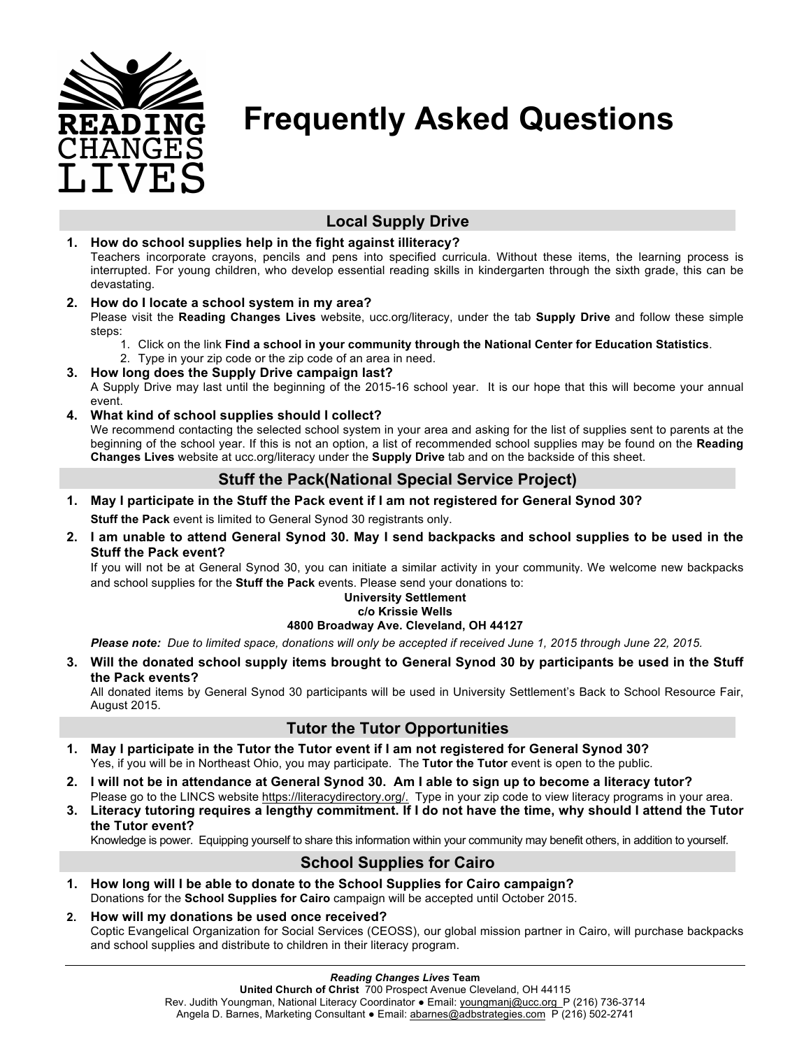READING CHANGES LIVES

# Frequently Asked Questions

## Local Supply Drive

1. **How do school supplies help in the fight against illiteracy?**
   Teachers incorporate crayons, pencils and pens into specified curricula. Without these items, the learning process is interrupted. For young children, who develop essential reading skills in kindergarten through the sixth grade, this can be devastating.
2. **How do I locate a school system in my area?**
   Please visit the **Reading Changes Lives** website, ucc.org/literacy, under the tab **Supply Drive** and follow these simple steps:
   1. Click on the link **Find a school in your community through the National Center for Education Statistics**.
   2. Type in your zip code or the zip code of an area in need.
3. **How long does the Supply Drive campaign last?**
   A Supply Drive may last until the beginning of the 2015-16 school year. It is our hope that this will become your annual event.
4. **What kind of school supplies should I collect?**
   We recommend contacting the selected school system in your area and asking for the list of supplies sent to parents at the beginning of the school year. If this is not an option, a list of recommended school supplies may be found on the **Reading Changes Lives** website at ucc.org/literacy under the **Supply Drive** tab and on the backside of this sheet.

## Stuff the Pack(National Special Service Project)

1. **May I participate in the Stuff the Pack event if I am not registered for General Synod 30?**
   **Stuff the Pack** event is limited to General Synod 30 registrants only.
2. **I am unable to attend General Synod 30. May I send backpacks and school supplies to be used in the Stuff the Pack event?**
   If you will not be at General Synod 30, you can initiate a similar activity in your community. We welcome new backpacks and school supplies for the **Stuff the Pack** events. Please send your donations to:

   **University Settlement**
   **c/o Krissie Wells**
   **4800 Broadway Ave. Cleveland, OH 44127**

   ***Please note:*** *Due to limited space, donations will only be accepted if received June 1, 2015 through June 22, 2015.*
3. **Will the donated school supply items brought to General Synod 30 by participants be used in the Stuff the Pack events?**
   All donated items by General Synod 30 participants will be used in University Settlement's Back to School Resource Fair, August 2015.

## Tutor the Tutor Opportunities

1. **May I participate in the Tutor the Tutor event if I am not registered for General Synod 30?**
   Yes, if you will be in Northeast Ohio, you may participate. The **Tutor the Tutor** event is open to the public.
2. **I will not be in attendance at General Synod 30. Am I able to sign up to become a literacy tutor?**
   Please go to the LINCS website https://literacydirectory.org/. Type in your zip code to view literacy programs in your area.
3. **Literacy tutoring requires a lengthy commitment. If I do not have the time, why should I attend the Tutor the Tutor event?**
   Knowledge is power. Equipping yourself to share this information within your community may benefit others, in addition to yourself.

## School Supplies for Cairo

1. **How long will I be able to donate to the School Supplies for Cairo campaign?**
   Donations for the **School Supplies for Cairo** campaign will be accepted until October 2015.
2. **How will my donations be used once received?**
   Coptic Evangelical Organization for Social Services (CEOSS), our global mission partner in Cairo, will purchase backpacks and school supplies and distribute to children in their literacy program.

***Reading Changes Lives* Team**
**United Church of Christ** 700 Prospect Avenue Cleveland, OH 44115
Rev. Judith Youngman, National Literacy Coordinator ● Email: youngmanj@ucc.org P (216) 736-3714
Angela D. Barnes, Marketing Consultant ● Email: abarnes@adbstrategies.com P (216) 502-2741